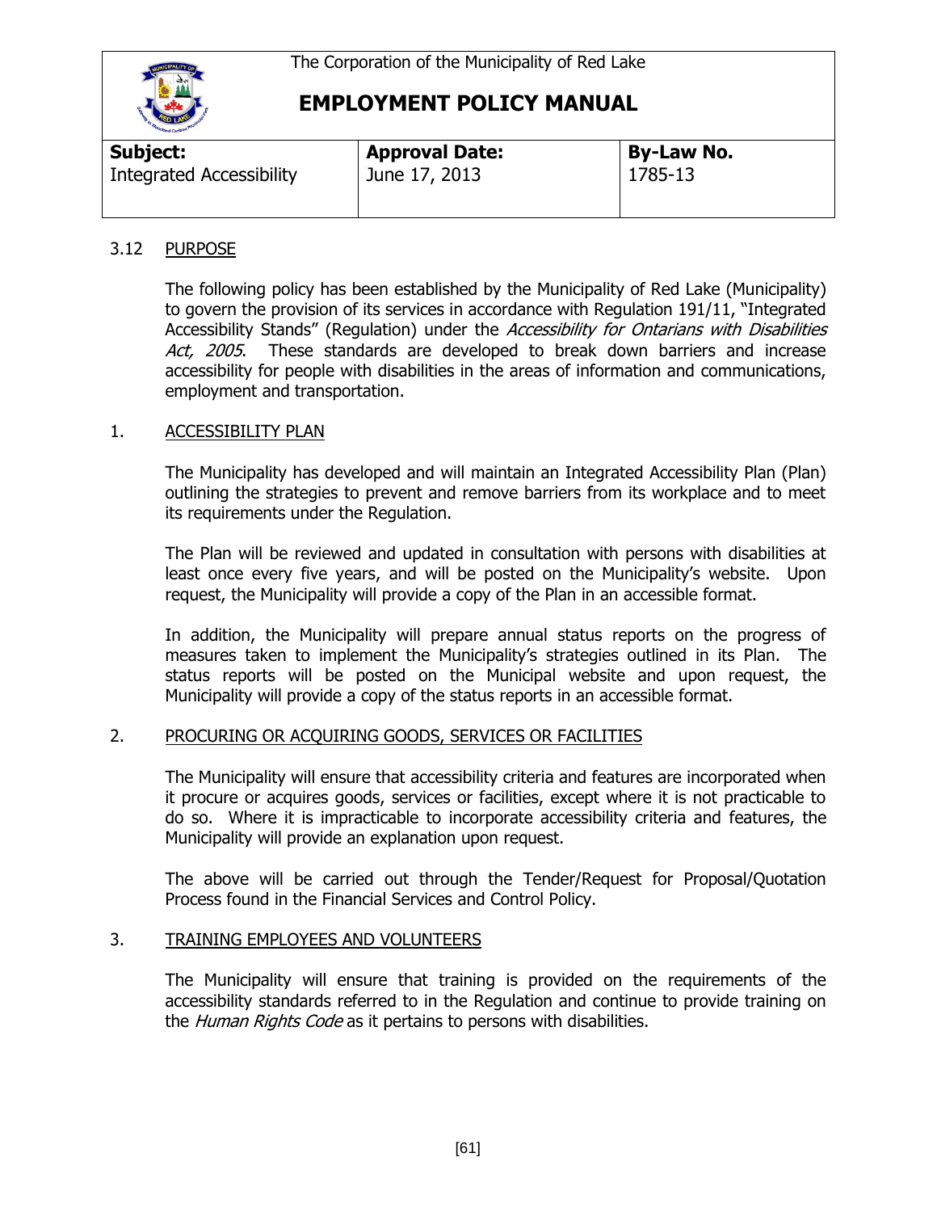The Corporation of the Municipality of Red Lake

# EMPLOYMENT POLICY MANUAL

| **Subject:** | **Approval Date:** | **By-Law No.** |
|---|---|---|
| Integrated Accessibility | June 17, 2013 | 1785-13 |

## 3.12 PURPOSE

The following policy has been established by the Municipality of Red Lake (Municipality) to govern the provision of its services in accordance with Regulation 191/11, "Integrated Accessibility Stands" (Regulation) under the *Accessibility for Ontarians with Disabilities Act, 2005*. These standards are developed to break down barriers and increase accessibility for people with disabilities in the areas of information and communications, employment and transportation.

## 1. ACCESSIBILITY PLAN

The Municipality has developed and will maintain an Integrated Accessibility Plan (Plan) outlining the strategies to prevent and remove barriers from its workplace and to meet its requirements under the Regulation.

The Plan will be reviewed and updated in consultation with persons with disabilities at least once every five years, and will be posted on the Municipality's website. Upon request, the Municipality will provide a copy of the Plan in an accessible format.

In addition, the Municipality will prepare annual status reports on the progress of measures taken to implement the Municipality's strategies outlined in its Plan. The status reports will be posted on the Municipal website and upon request, the Municipality will provide a copy of the status reports in an accessible format.

## 2. PROCURING OR ACQUIRING GOODS, SERVICES OR FACILITIES

The Municipality will ensure that accessibility criteria and features are incorporated when it procure or acquires goods, services or facilities, except where it is not practicable to do so. Where it is impracticable to incorporate accessibility criteria and features, the Municipality will provide an explanation upon request.

The above will be carried out through the Tender/Request for Proposal/Quotation Process found in the Financial Services and Control Policy.

## 3. TRAINING EMPLOYEES AND VOLUNTEERS

The Municipality will ensure that training is provided on the requirements of the accessibility standards referred to in the Regulation and continue to provide training on the *Human Rights Code* as it pertains to persons with disabilities.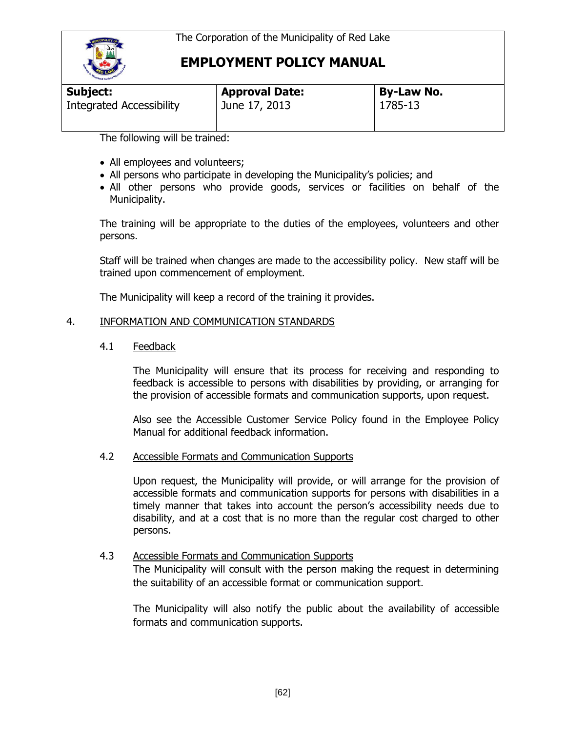The following will be trained:

- All employees and volunteers;
- All persons who participate in developing the Municipality's policies; and
- All other persons who provide goods, services or facilities on behalf of the Municipality.

The training will be appropriate to the duties of the employees, volunteers and other persons.

Staff will be trained when changes are made to the accessibility policy. New staff will be trained upon commencement of employment.

The Municipality will keep a record of the training it provides.

## 4. INFORMATION AND COMMUNICATION STANDARDS

### 4.1 Feedback

The Municipality will ensure that its process for receiving and responding to feedback is accessible to persons with disabilities by providing, or arranging for the provision of accessible formats and communication supports, upon request.

Also see the Accessible Customer Service Policy found in the Employee Policy Manual for additional feedback information.

### 4.2 Accessible Formats and Communication Supports

Upon request, the Municipality will provide, or will arrange for the provision of accessible formats and communication supports for persons with disabilities in a timely manner that takes into account the person's accessibility needs due to disability, and at a cost that is no more than the regular cost charged to other persons.

### 4.3 Accessible Formats and Communication Supports

The Municipality will consult with the person making the request in determining the suitability of an accessible format or communication support.

The Municipality will also notify the public about the availability of accessible formats and communication supports.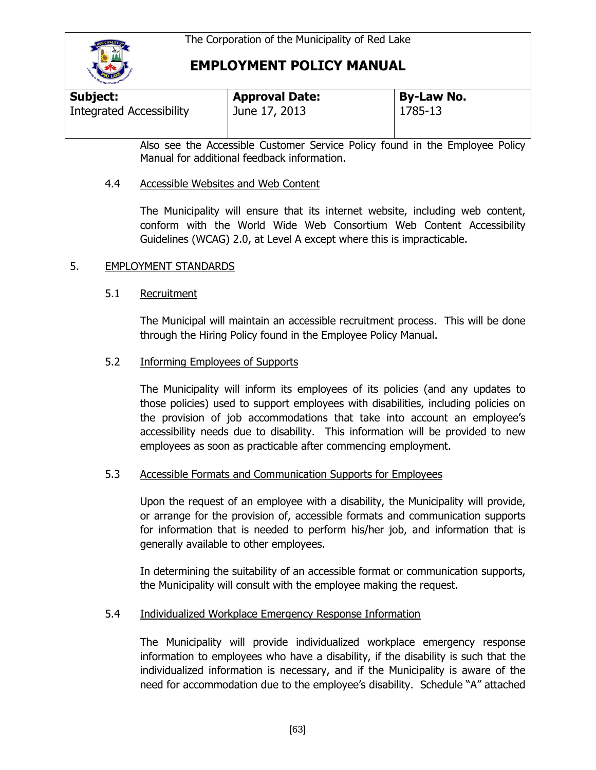Also see the Accessible Customer Service Policy found in the Employee Policy Manual for additional feedback information.

### 4.4 Accessible Websites and Web Content

The Municipality will ensure that its internet website, including web content, conform with the World Wide Web Consortium Web Content Accessibility Guidelines (WCAG) 2.0, at Level A except where this is impracticable.

## 5. EMPLOYMENT STANDARDS

### 5.1 Recruitment

The Municipal will maintain an accessible recruitment process. This will be done through the Hiring Policy found in the Employee Policy Manual.

### 5.2 Informing Employees of Supports

The Municipality will inform its employees of its policies (and any updates to those policies) used to support employees with disabilities, including policies on the provision of job accommodations that take into account an employee's accessibility needs due to disability. This information will be provided to new employees as soon as practicable after commencing employment.

### 5.3 Accessible Formats and Communication Supports for Employees

Upon the request of an employee with a disability, the Municipality will provide, or arrange for the provision of, accessible formats and communication supports for information that is needed to perform his/her job, and information that is generally available to other employees.

In determining the suitability of an accessible format or communication supports, the Municipality will consult with the employee making the request.

### 5.4 Individualized Workplace Emergency Response Information

The Municipality will provide individualized workplace emergency response information to employees who have a disability, if the disability is such that the individualized information is necessary, and if the Municipality is aware of the need for accommodation due to the employee's disability. Schedule "A" attached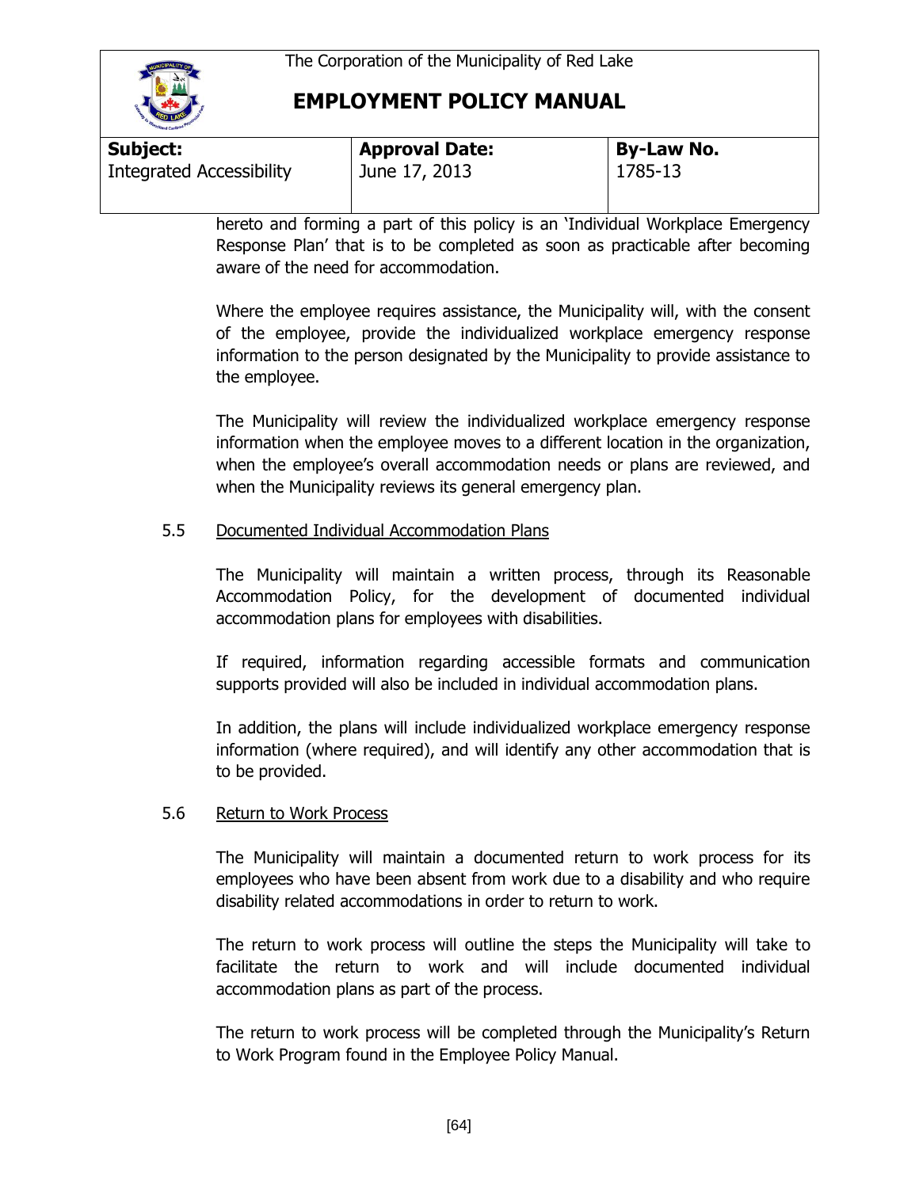hereto and forming a part of this policy is an 'Individual Workplace Emergency Response Plan' that is to be completed as soon as practicable after becoming aware of the need for accommodation.

Where the employee requires assistance, the Municipality will, with the consent of the employee, provide the individualized workplace emergency response information to the person designated by the Municipality to provide assistance to the employee.

The Municipality will review the individualized workplace emergency response information when the employee moves to a different location in the organization, when the employee's overall accommodation needs or plans are reviewed, and when the Municipality reviews its general emergency plan.

5.5 Documented Individual Accommodation Plans

The Municipality will maintain a written process, through its Reasonable Accommodation Policy, for the development of documented individual accommodation plans for employees with disabilities.

If required, information regarding accessible formats and communication supports provided will also be included in individual accommodation plans.

In addition, the plans will include individualized workplace emergency response information (where required), and will identify any other accommodation that is to be provided.

5.6 Return to Work Process

The Municipality will maintain a documented return to work process for its employees who have been absent from work due to a disability and who require disability related accommodations in order to return to work.

The return to work process will outline the steps the Municipality will take to facilitate the return to work and will include documented individual accommodation plans as part of the process.

The return to work process will be completed through the Municipality's Return to Work Program found in the Employee Policy Manual.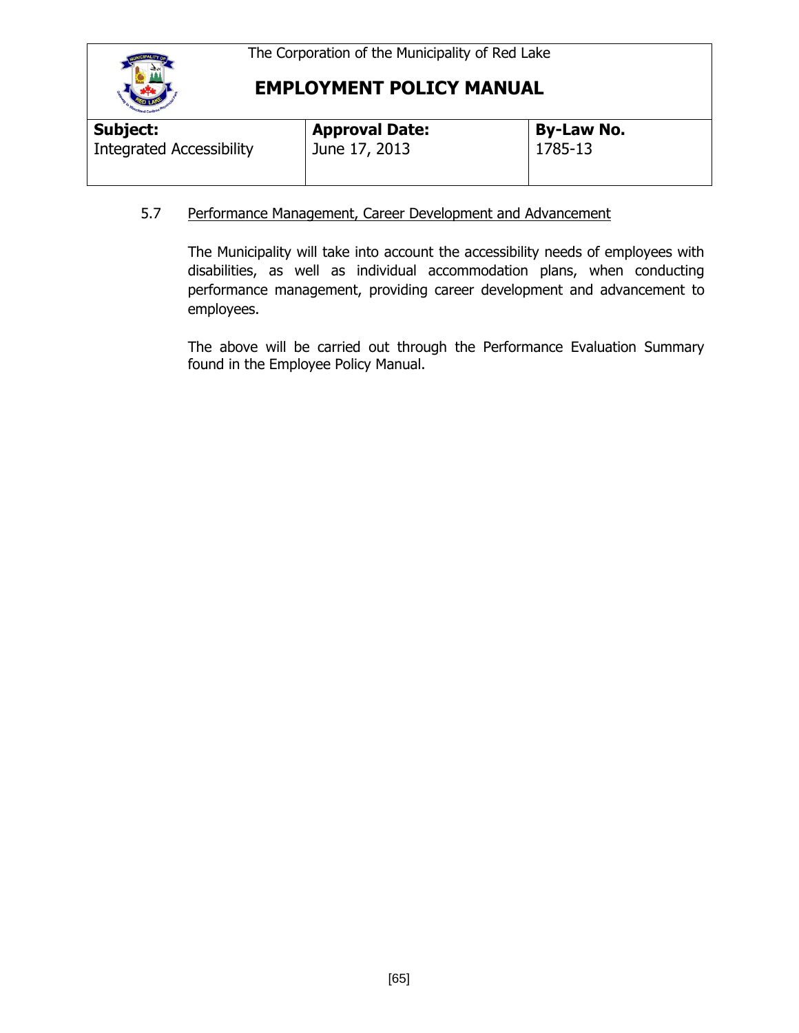The Corporation of the Municipality of Red Lake

# EMPLOYMENT POLICY MANUAL

| **Subject:** Integrated Accessibility | **Approval Date:** June 17, 2013 | **By-Law No.** 1785-13 |
|---|---|---|

5.7 Performance Management, Career Development and Advancement

The Municipality will take into account the accessibility needs of employees with disabilities, as well as individual accommodation plans, when conducting performance management, providing career development and advancement to employees.

The above will be carried out through the Performance Evaluation Summary found in the Employee Policy Manual.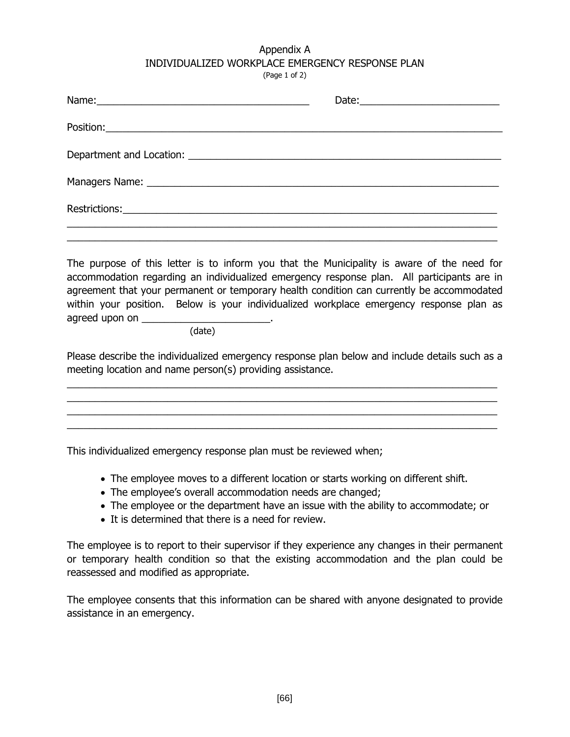# Appendix A
## INDIVIDUALIZED WORKPLACE EMERGENCY RESPONSE PLAN
(Page 1 of 2)

Name:_______________________________________ Date:_________________________

Position:___________________________________________________________________________

Department and Location: _________________________________________________________

Managers Name: ______________________________________________________________

Restrictions:_______________________________________________________________
_____________________________________________________________________________
_____________________________________________________________________________

The purpose of this letter is to inform you that the Municipality is aware of the need for accommodation regarding an individualized emergency response plan. All participants are in agreement that your permanent or temporary health condition can currently be accommodated within your position. Below is your individualized workplace emergency response plan as agreed upon on _______________________.
(date)

Please describe the individualized emergency response plan below and include details such as a meeting location and name person(s) providing assistance.

_____________________________________________________________________________
_____________________________________________________________________________
_____________________________________________________________________________
_____________________________________________________________________________

This individualized emergency response plan must be reviewed when;

- The employee moves to a different location or starts working on different shift.
- The employee's overall accommodation needs are changed;
- The employee or the department have an issue with the ability to accommodate; or
- It is determined that there is a need for review.

The employee is to report to their supervisor if they experience any changes in their permanent or temporary health condition so that the existing accommodation and the plan could be reassessed and modified as appropriate.

The employee consents that this information can be shared with anyone designated to provide assistance in an emergency.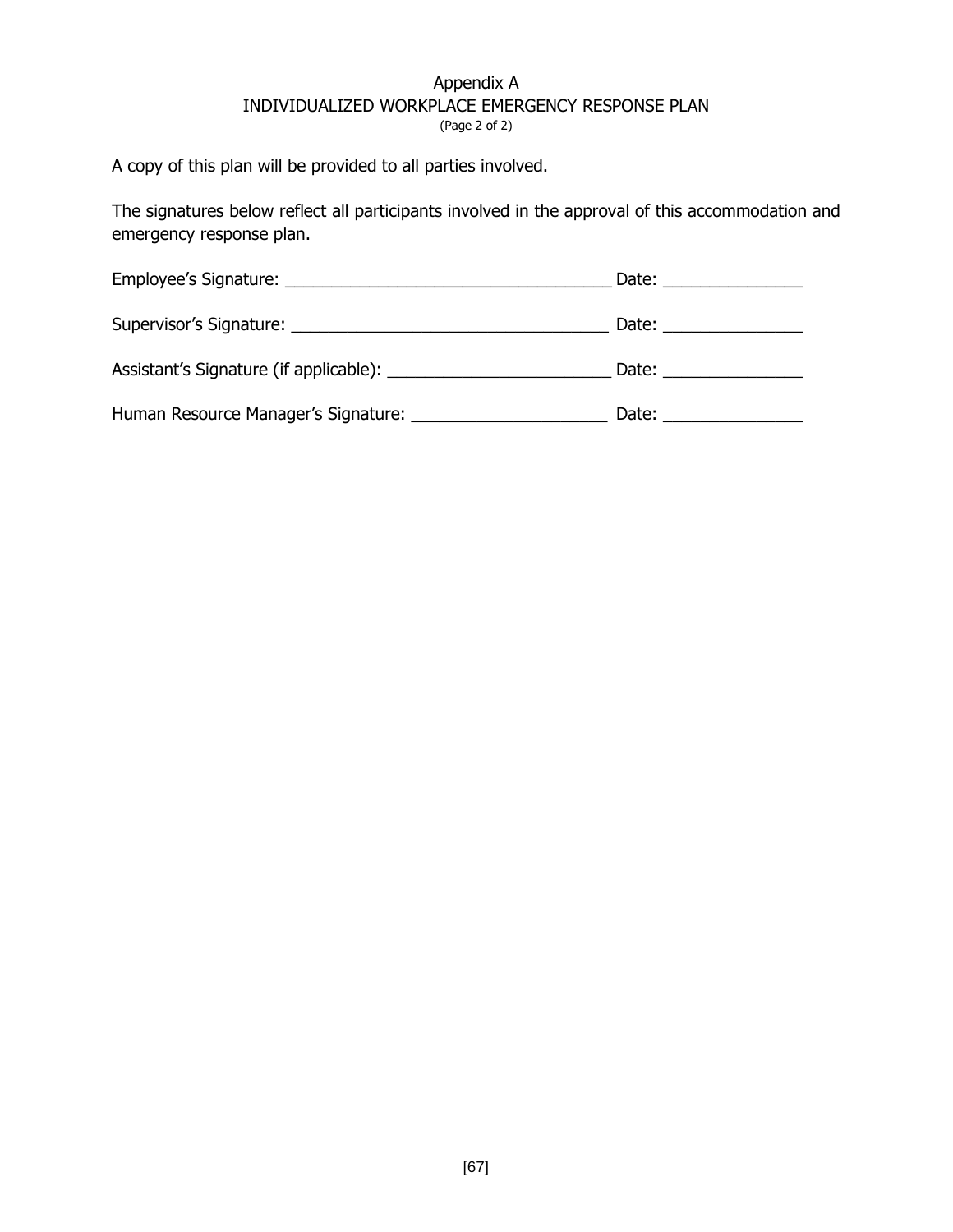# Appendix A
## INDIVIDUALIZED WORKPLACE EMERGENCY RESPONSE PLAN
(Page 2 of 2)

A copy of this plan will be provided to all parties involved.

The signatures below reflect all participants involved in the approval of this accommodation and emergency response plan.

Employee's Signature: ___________________________________ Date: _______________

Supervisor's Signature: _________________________________ Date: _______________

Assistant's Signature (if applicable): ______________________ Date: _______________

Human Resource Manager's Signature: ____________________ Date: _______________